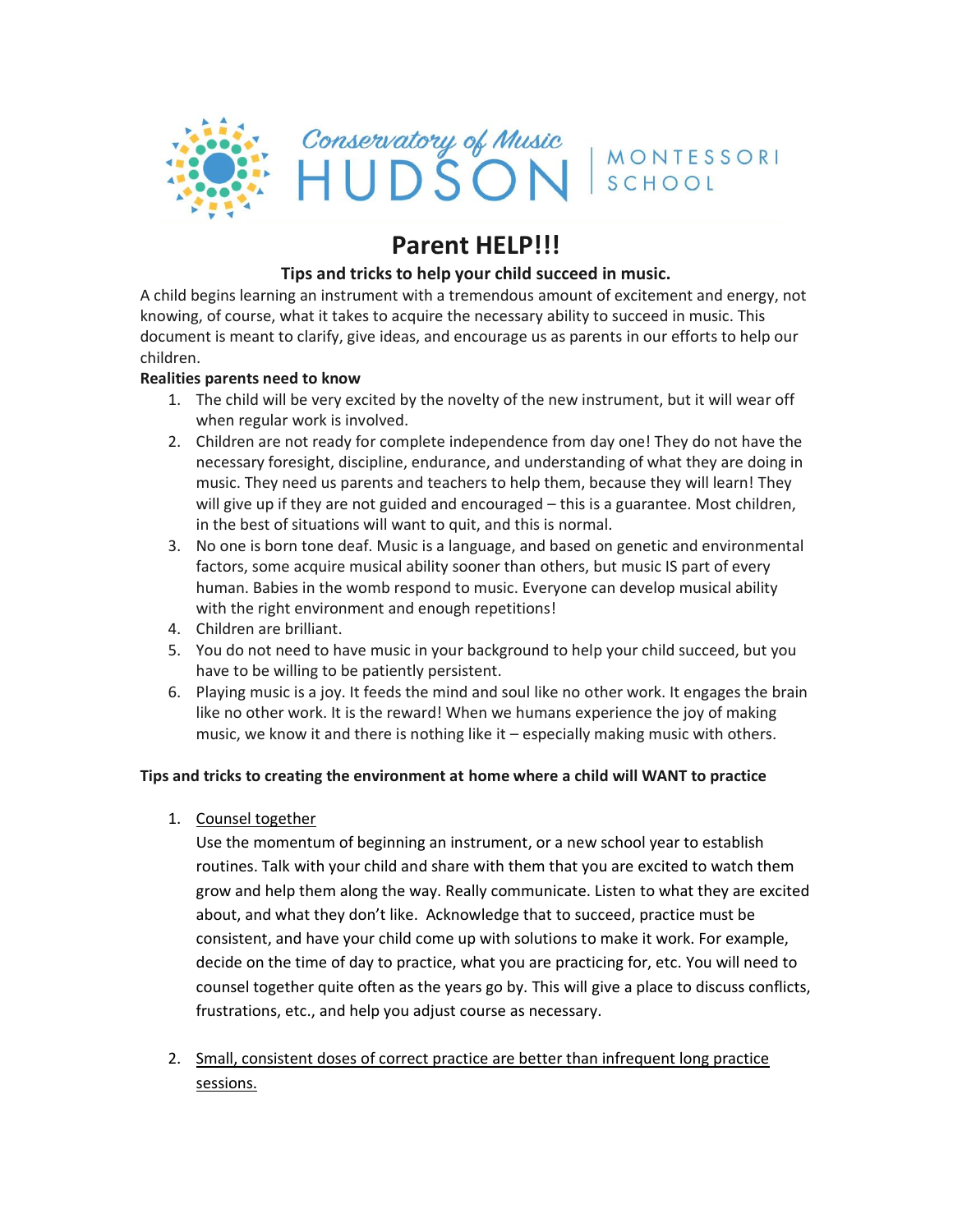Conservatory of Music HUDSON | MONTESSORI SCHOOL

# Parent HELP!!!

### Tips and tricks to help your child succeed in music.

A child begins learning an instrument with a tremendous amount of excitement and energy, not knowing, of course, what it takes to acquire the necessary ability to succeed in music. This document is meant to clarify, give ideas, and encourage us as parents in our efforts to help our children.

**Realities parents need to know**

1. The child will be very excited by the novelty of the new instrument, but it will wear off when regular work is involved.
2. Children are not ready for complete independence from day one! They do not have the necessary foresight, discipline, endurance, and understanding of what they are doing in music. They need us parents and teachers to help them, because they will learn! They will give up if they are not guided and encouraged – this is a guarantee. Most children, in the best of situations will want to quit, and this is normal.
3. No one is born tone deaf. Music is a language, and based on genetic and environmental factors, some acquire musical ability sooner than others, but music IS part of every human. Babies in the womb respond to music. Everyone can develop musical ability with the right environment and enough repetitions!
4. Children are brilliant.
5. You do not need to have music in your background to help your child succeed, but you have to be willing to be patiently persistent.
6. Playing music is a joy. It feeds the mind and soul like no other work. It engages the brain like no other work. It is the reward! When we humans experience the joy of making music, we know it and there is nothing like it – especially making music with others.

**Tips and tricks to creating the environment at home where a child will WANT to practice**

1. <u>Counsel together</u>
   Use the momentum of beginning an instrument, or a new school year to establish routines. Talk with your child and share with them that you are excited to watch them grow and help them along the way. Really communicate. Listen to what they are excited about, and what they don't like. Acknowledge that to succeed, practice must be consistent, and have your child come up with solutions to make it work. For example, decide on the time of day to practice, what you are practicing for, etc. You will need to counsel together quite often as the years go by. This will give a place to discuss conflicts, frustrations, etc., and help you adjust course as necessary.

2. <u>Small, consistent doses of correct practice are better than infrequent long practice sessions.</u>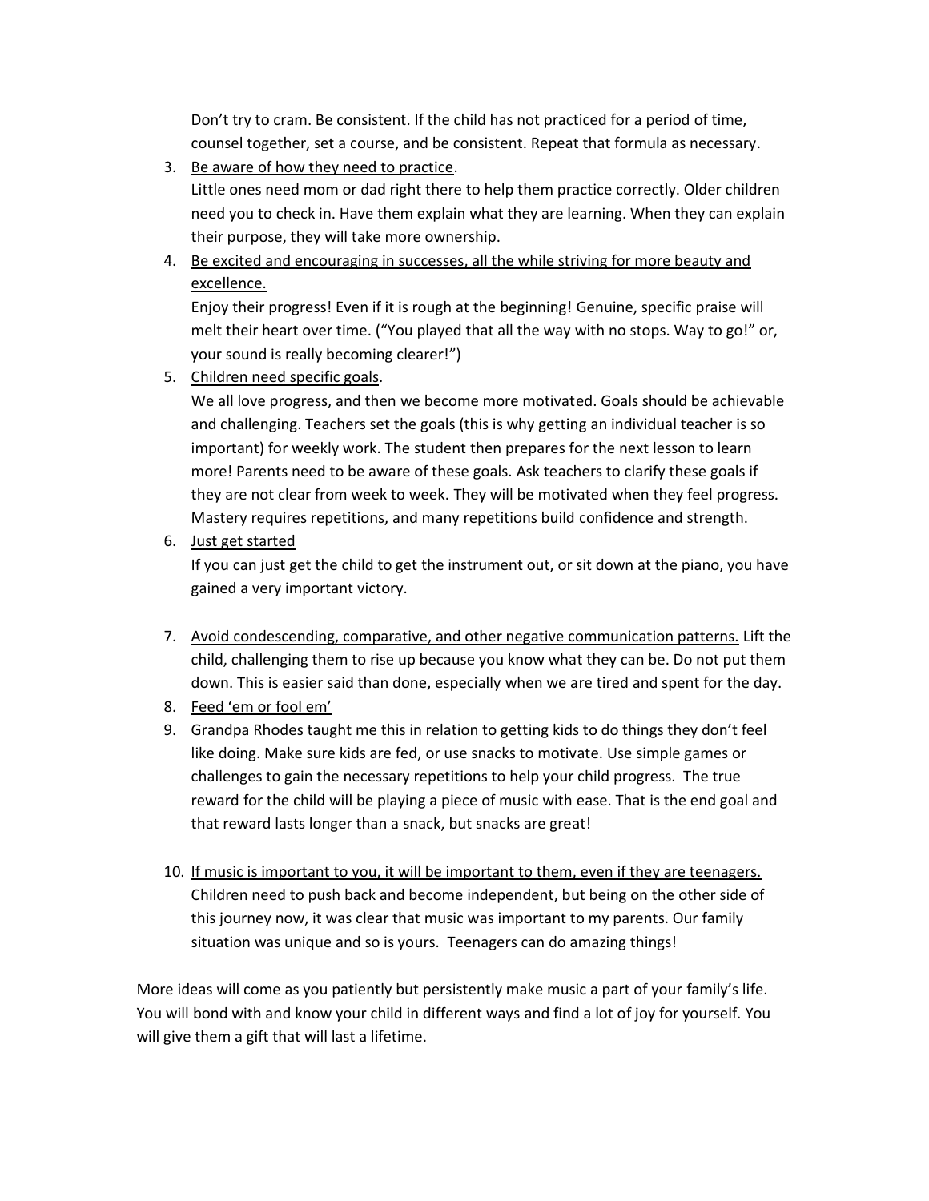Don't try to cram. Be consistent. If the child has not practiced for a period of time, counsel together, set a course, and be consistent. Repeat that formula as necessary.

3. Be aware of how they need to practice.
   Little ones need mom or dad right there to help them practice correctly. Older children need you to check in. Have them explain what they are learning. When they can explain their purpose, they will take more ownership.
4. Be excited and encouraging in successes, all the while striving for more beauty and excellence.
   Enjoy their progress! Even if it is rough at the beginning! Genuine, specific praise will melt their heart over time. ("You played that all the way with no stops. Way to go!" or, your sound is really becoming clearer!")
5. Children need specific goals.
   We all love progress, and then we become more motivated. Goals should be achievable and challenging. Teachers set the goals (this is why getting an individual teacher is so important) for weekly work. The student then prepares for the next lesson to learn more! Parents need to be aware of these goals. Ask teachers to clarify these goals if they are not clear from week to week. They will be motivated when they feel progress. Mastery requires repetitions, and many repetitions build confidence and strength.
6. Just get started
   If you can just get the child to get the instrument out, or sit down at the piano, you have gained a very important victory.

7. Avoid condescending, comparative, and other negative communication patterns. Lift the child, challenging them to rise up because you know what they can be. Do not put them down. This is easier said than done, especially when we are tired and spent for the day.
8. Feed 'em or fool em'
9. Grandpa Rhodes taught me this in relation to getting kids to do things they don't feel like doing. Make sure kids are fed, or use snacks to motivate. Use simple games or challenges to gain the necessary repetitions to help your child progress. The true reward for the child will be playing a piece of music with ease. That is the end goal and that reward lasts longer than a snack, but snacks are great!

10. If music is important to you, it will be important to them, even if they are teenagers.
    Children need to push back and become independent, but being on the other side of this journey now, it was clear that music was important to my parents. Our family situation was unique and so is yours. Teenagers can do amazing things!

More ideas will come as you patiently but persistently make music a part of your family's life. You will bond with and know your child in different ways and find a lot of joy for yourself. You will give them a gift that will last a lifetime.